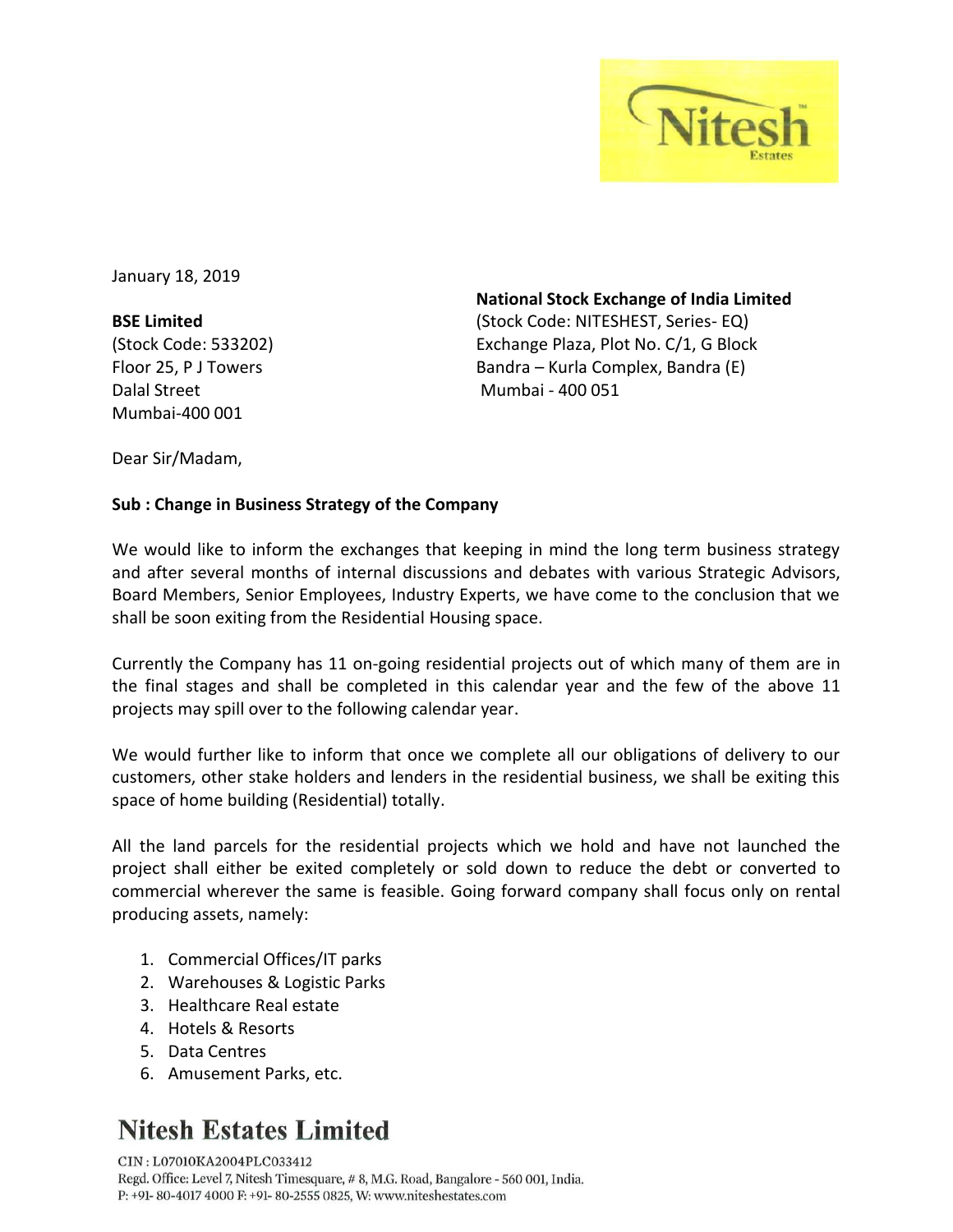January 18, 2019

**BSE Limited**
(Stock Code: 533202)
Floor 25, P J Towers
Dalal Street
Mumbai-400 001

**National Stock Exchange of India Limited**
(Stock Code: NITESHEST, Series- EQ)
Exchange Plaza, Plot No. C/1, G Block
Bandra – Kurla Complex, Bandra (E)
Mumbai - 400 051

Dear Sir/Madam,

**Sub : Change in Business Strategy of the Company**

We would like to inform the exchanges that keeping in mind the long term business strategy and after several months of internal discussions and debates with various Strategic Advisors, Board Members, Senior Employees, Industry Experts, we have come to the conclusion that we shall be soon exiting from the Residential Housing space.

Currently the Company has 11 on-going residential projects out of which many of them are in the final stages and shall be completed in this calendar year and the few of the above 11 projects may spill over to the following calendar year.

We would further like to inform that once we complete all our obligations of delivery to our customers, other stake holders and lenders in the residential business, we shall be exiting this space of home building (Residential) totally.

All the land parcels for the residential projects which we hold and have not launched the project shall either be exited completely or sold down to reduce the debt or converted to commercial wherever the same is feasible. Going forward company shall focus only on rental producing assets, namely:

1. Commercial Offices/IT parks
2. Warehouses & Logistic Parks
3. Healthcare Real estate
4. Hotels & Resorts
5. Data Centres
6. Amusement Parks, etc.

**Nitesh Estates Limited**

CIN : L07010KA2004PLC033412
Regd. Office: Level 7, Nitesh Timesquare, # 8, M.G. Road, Bangalore - 560 001, India.
P: +91- 80-4017 4000 F: +91- 80-2555 0825, W: www.niteshestates.com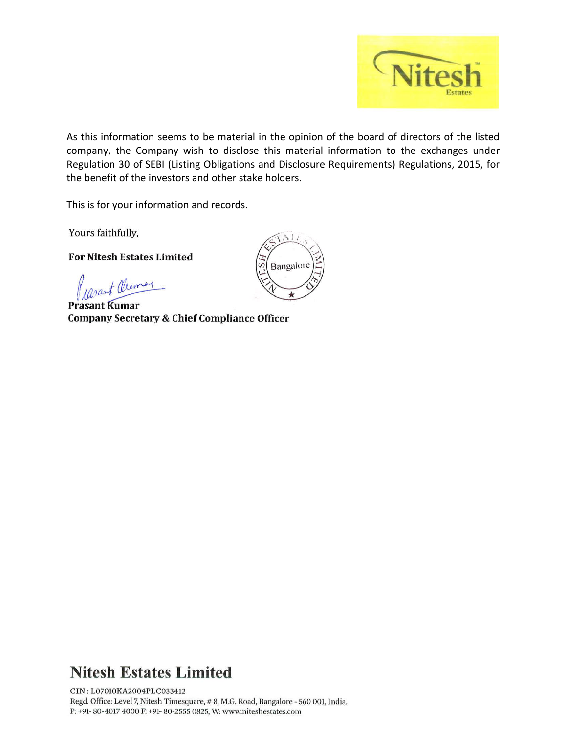As this information seems to be material in the opinion of the board of directors of the listed company, the Company wish to disclose this material information to the exchanges under Regulation 30 of SEBI (Listing Obligations and Disclosure Requirements) Regulations, 2015, for the benefit of the investors and other stake holders.

This is for your information and records.

Yours faithfully,

**For Nitesh Estates Limited**

**Prasant Kumar**
**Company Secretary & Chief Compliance Officer**

**Nitesh Estates Limited**

CIN : L07010KA2004PLC033412
Regd. Office: Level 7, Nitesh Timesquare, # 8, M.G. Road, Bangalore - 560 001, India.
P: +91- 80-4017 4000 F: +91- 80-2555 0825, W: www.niteshestates.com